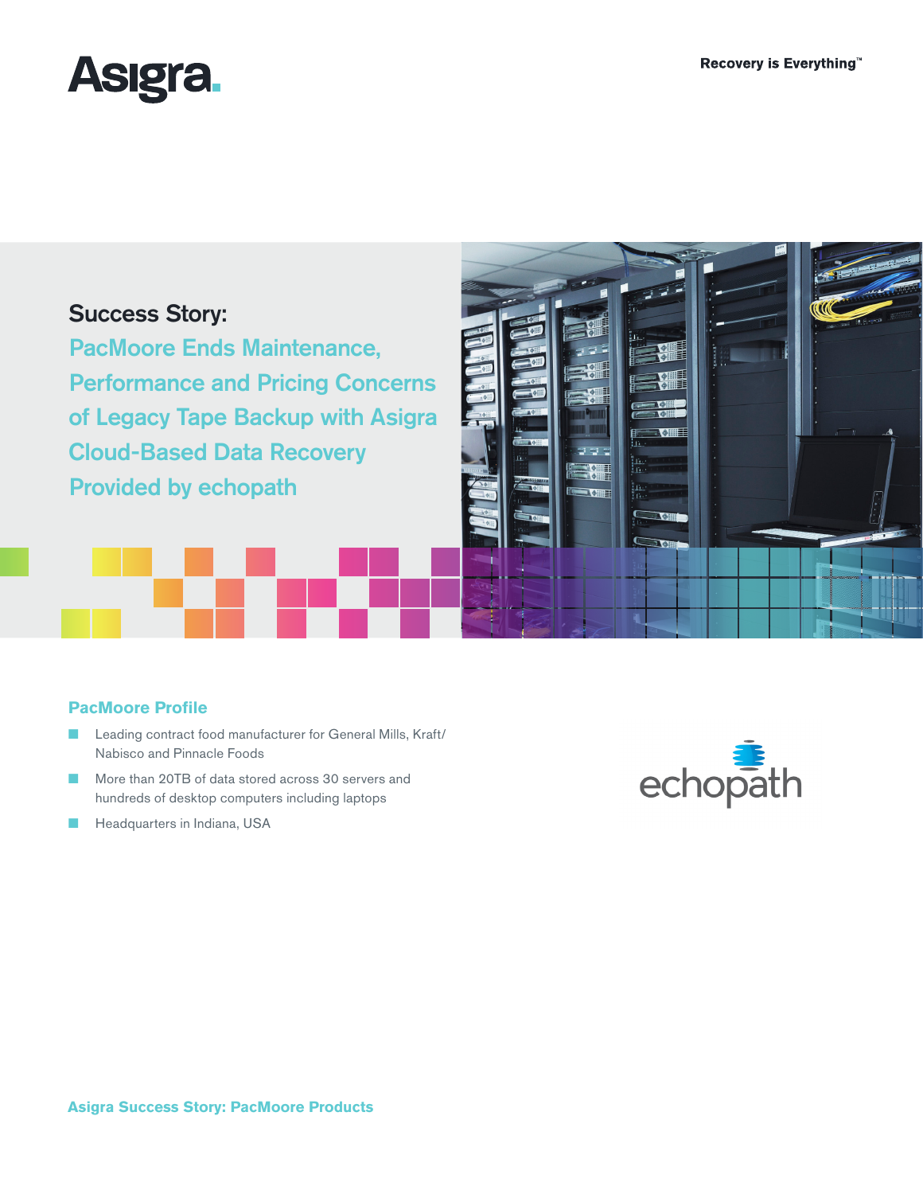Recovery is Everything™

# Success Story:

## PacMoore Ends Maintenance, Performance and Pricing Concerns of Legacy Tape Backup with Asigra Cloud-Based Data Recovery Provided by echopath

### PacMoore Profile

- Leading contract food manufacturer for General Mills, Kraft/Nabisco and Pinnacle Foods
- More than 20TB of data stored across 30 servers and hundreds of desktop computers including laptops
- Headquarters in Indiana, USA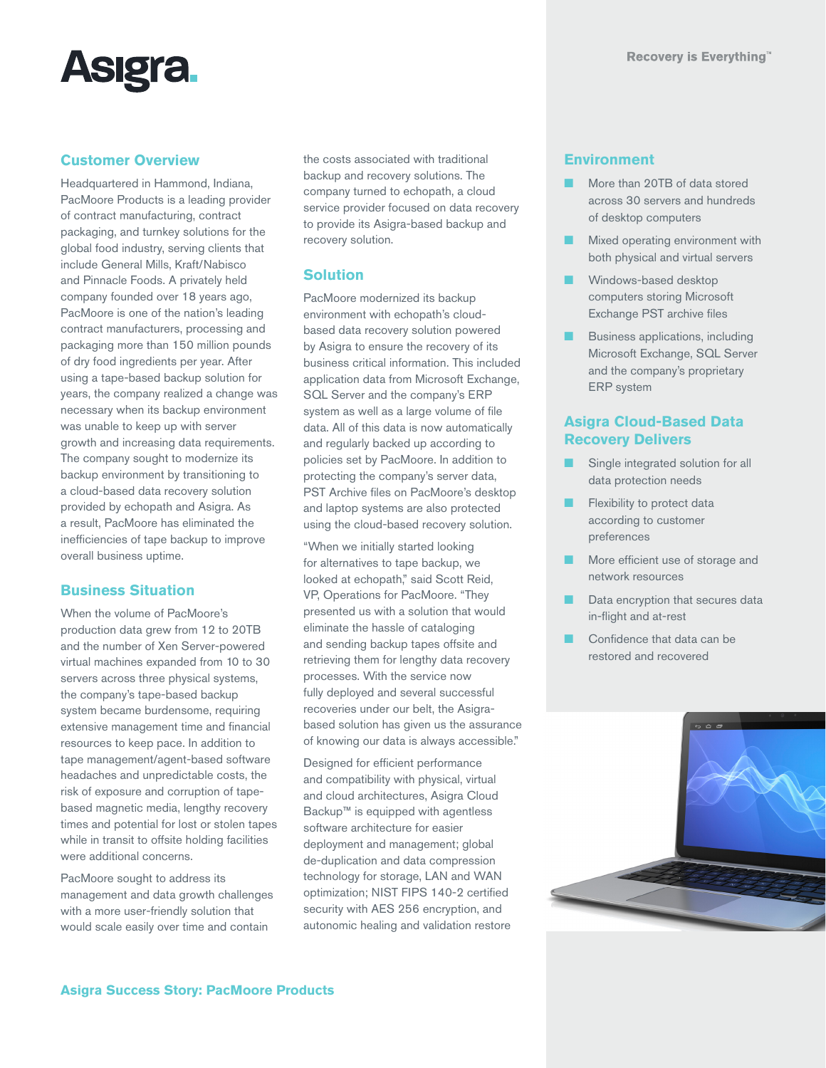## Customer Overview

Headquartered in Hammond, Indiana, PacMoore Products is a leading provider of contract manufacturing, contract packaging, and turnkey solutions for the global food industry, serving clients that include General Mills, Kraft/Nabisco and Pinnacle Foods. A privately held company founded over 18 years ago, PacMoore is one of the nation's leading contract manufacturers, processing and packaging more than 150 million pounds of dry food ingredients per year. After using a tape-based backup solution for years, the company realized a change was necessary when its backup environment was unable to keep up with server growth and increasing data requirements. The company sought to modernize its backup environment by transitioning to a cloud-based data recovery solution provided by echopath and Asigra. As a result, PacMoore has eliminated the inefficiencies of tape backup to improve overall business uptime.

## Business Situation

When the volume of PacMoore's production data grew from 12 to 20TB and the number of Xen Server-powered virtual machines expanded from 10 to 30 servers across three physical systems, the company's tape-based backup system became burdensome, requiring extensive management time and financial resources to keep pace. In addition to tape management/agent-based software headaches and unpredictable costs, the risk of exposure and corruption of tape-based magnetic media, lengthy recovery times and potential for lost or stolen tapes while in transit to offsite holding facilities were additional concerns.

PacMoore sought to address its management and data growth challenges with a more user-friendly solution that would scale easily over time and contain the costs associated with traditional backup and recovery solutions. The company turned to echopath, a cloud service provider focused on data recovery to provide its Asigra-based backup and recovery solution.

## Solution

PacMoore modernized its backup environment with echopath's cloud-based data recovery solution powered by Asigra to ensure the recovery of its business critical information. This included application data from Microsoft Exchange, SQL Server and the company's ERP system as well as a large volume of file data. All of this data is now automatically and regularly backed up according to policies set by PacMoore. In addition to protecting the company's server data, PST Archive files on PacMoore's desktop and laptop systems are also protected using the cloud-based recovery solution.

"When we initially started looking for alternatives to tape backup, we looked at echopath," said Scott Reid, VP, Operations for PacMoore. "They presented us with a solution that would eliminate the hassle of cataloging and sending backup tapes offsite and retrieving them for lengthy data recovery processes. With the service now fully deployed and several successful recoveries under our belt, the Asigra-based solution has given us the assurance of knowing our data is always accessible."

Designed for efficient performance and compatibility with physical, virtual and cloud architectures, Asigra Cloud Backup™ is equipped with agentless software architecture for easier deployment and management; global de-duplication and data compression technology for storage, LAN and WAN optimization; NIST FIPS 140-2 certified security with AES 256 encryption, and autonomic healing and validation restore

## Environment

- More than 20TB of data stored across 30 servers and hundreds of desktop computers
- Mixed operating environment with both physical and virtual servers
- Windows-based desktop computers storing Microsoft Exchange PST archive files
- Business applications, including Microsoft Exchange, SQL Server and the company's proprietary ERP system

## Asigra Cloud-Based Data Recovery Delivers

- Single integrated solution for all data protection needs
- Flexibility to protect data according to customer preferences
- More efficient use of storage and network resources
- Data encryption that secures data in-flight and at-rest
- Confidence that data can be restored and recovered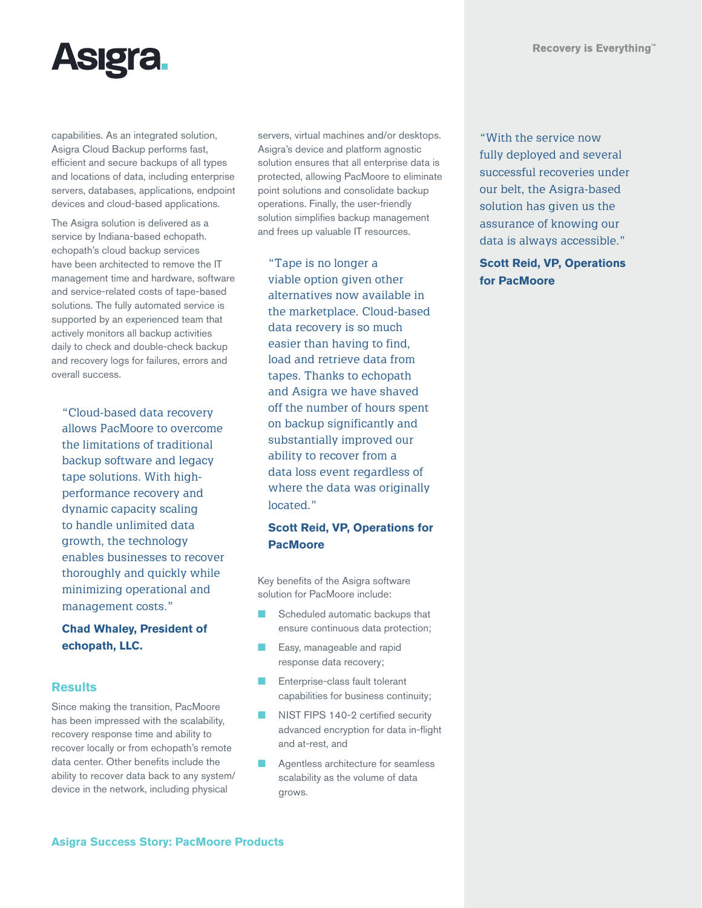capabilities. As an integrated solution, Asigra Cloud Backup performs fast, efficient and secure backups of all types and locations of data, including enterprise servers, databases, applications, endpoint devices and cloud-based applications.

The Asigra solution is delivered as a service by Indiana-based echopath. echopath's cloud backup services have been architected to remove the IT management time and hardware, software and service-related costs of tape-based solutions. The fully automated service is supported by an experienced team that actively monitors all backup activities daily to check and double-check backup and recovery logs for failures, errors and overall success.

> "Cloud-based data recovery allows PacMoore to overcome the limitations of traditional backup software and legacy tape solutions. With high-performance recovery and dynamic capacity scaling to handle unlimited data growth, the technology enables businesses to recover thoroughly and quickly while minimizing operational and management costs."
>
> **Chad Whaley, President of echopath, LLC.**

## Results

Since making the transition, PacMoore has been impressed with the scalability, recovery response time and ability to recover locally or from echopath's remote data center. Other benefits include the ability to recover data back to any system/device in the network, including physical servers, virtual machines and/or desktops. Asigra's device and platform agnostic solution ensures that all enterprise data is protected, allowing PacMoore to eliminate point solutions and consolidate backup operations. Finally, the user-friendly solution simplifies backup management and frees up valuable IT resources.

> "Tape is no longer a viable option given other alternatives now available in the marketplace. Cloud-based data recovery is so much easier than having to find, load and retrieve data from tapes. Thanks to echopath and Asigra we have shaved off the number of hours spent on backup significantly and substantially improved our ability to recover from a data loss event regardless of where the data was originally located."
>
> **Scott Reid, VP, Operations for PacMoore**

Key benefits of the Asigra software solution for PacMoore include:

- Scheduled automatic backups that ensure continuous data protection;
- Easy, manageable and rapid response data recovery;
- Enterprise-class fault tolerant capabilities for business continuity;
- NIST FIPS 140-2 certified security advanced encryption for data in-flight and at-rest, and
- Agentless architecture for seamless scalability as the volume of data grows.

> "With the service now fully deployed and several successful recoveries under our belt, the Asigra-based solution has given us the assurance of knowing our data is always accessible."
>
> **Scott Reid, VP, Operations for PacMoore**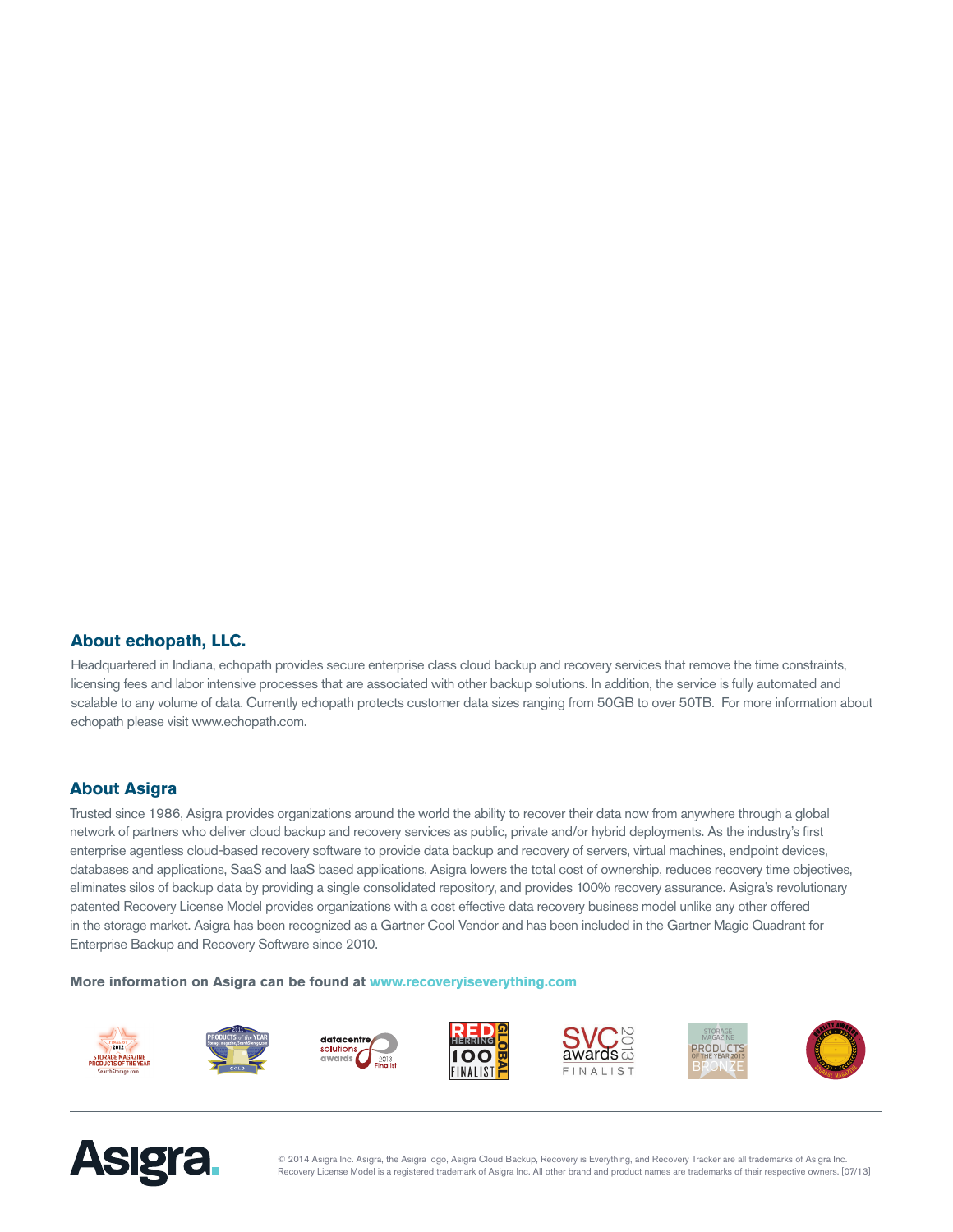## About echopath, LLC.

Headquartered in Indiana, echopath provides secure enterprise class cloud backup and recovery services that remove the time constraints, licensing fees and labor intensive processes that are associated with other backup solutions. In addition, the service is fully automated and scalable to any volume of data. Currently echopath protects customer data sizes ranging from 50GB to over 50TB. For more information about echopath please visit www.echopath.com.

---

## About Asigra

Trusted since 1986, Asigra provides organizations around the world the ability to recover their data now from anywhere through a global network of partners who deliver cloud backup and recovery services as public, private and/or hybrid deployments. As the industry's first enterprise agentless cloud-based recovery software to provide data backup and recovery of servers, virtual machines, endpoint devices, databases and applications, SaaS and IaaS based applications, Asigra lowers the total cost of ownership, reduces recovery time objectives, eliminates silos of backup data by providing a single consolidated repository, and provides 100% recovery assurance. Asigra's revolutionary patented Recovery License Model provides organizations with a cost effective data recovery business model unlike any other offered in the storage market. Asigra has been recognized as a Gartner Cool Vendor and has been included in the Gartner Magic Quadrant for Enterprise Backup and Recovery Software since 2010.

**More information on Asigra can be found at www.recoveryiseverything.com**

---

Asigra.

© 2014 Asigra Inc. Asigra, the Asigra logo, Asigra Cloud Backup, Recovery is Everything, and Recovery Tracker are all trademarks of Asigra Inc. Recovery License Model is a registered trademark of Asigra Inc. All other brand and product names are trademarks of their respective owners. [07/13]